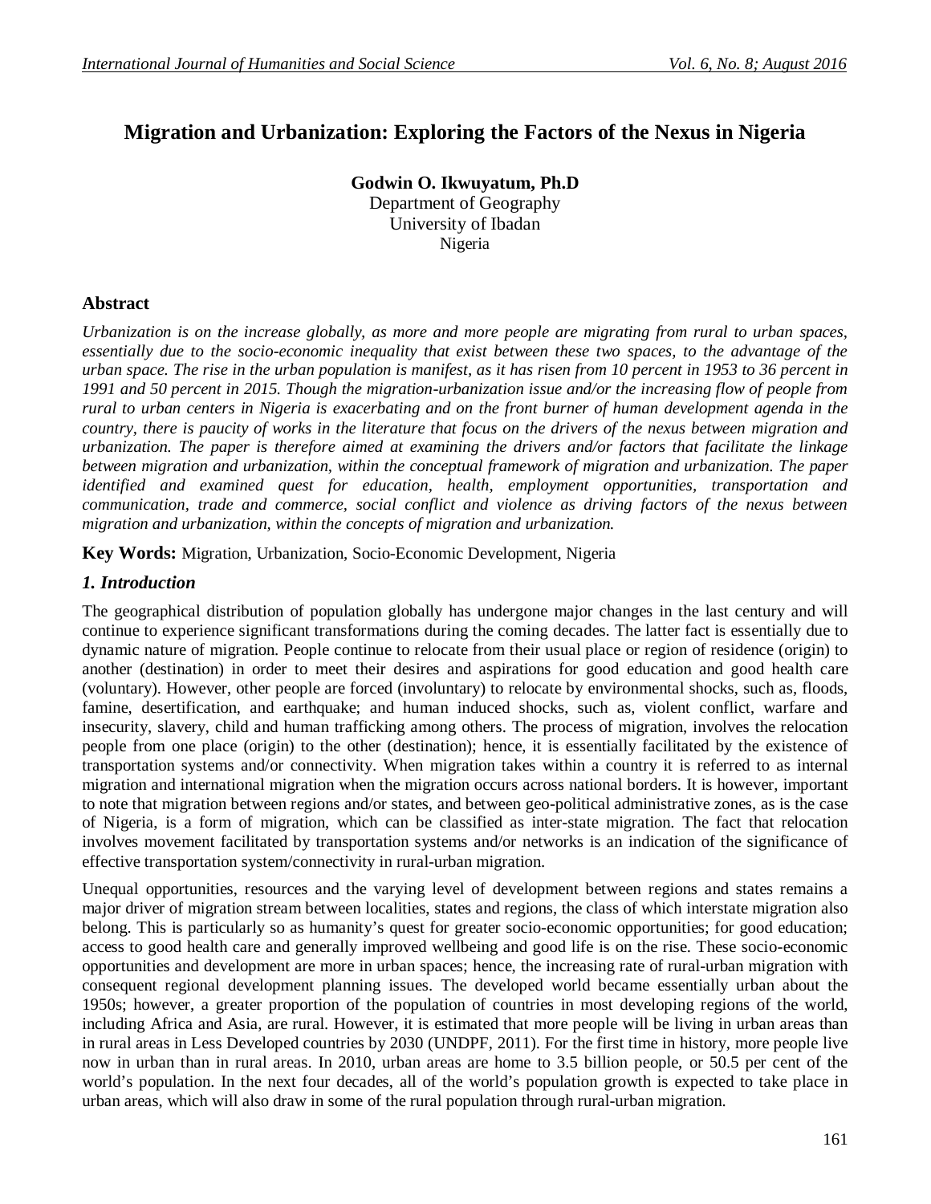# Migration and Urbanization: Exploring the Factors of the Nexus in Nigeria

**Godwin O. Ikwuyatum, Ph.D**
Department of Geography
University of Ibadan
Nigeria

## Abstract

*Urbanization is on the increase globally, as more and more people are migrating from rural to urban spaces, essentially due to the socio-economic inequality that exist between these two spaces, to the advantage of the urban space. The rise in the urban population is manifest, as it has risen from 10 percent in 1953 to 36 percent in 1991 and 50 percent in 2015. Though the migration-urbanization issue and/or the increasing flow of people from rural to urban centers in Nigeria is exacerbating and on the front burner of human development agenda in the country, there is paucity of works in the literature that focus on the drivers of the nexus between migration and urbanization. The paper is therefore aimed at examining the drivers and/or factors that facilitate the linkage between migration and urbanization, within the conceptual framework of migration and urbanization. The paper identified and examined quest for education, health, employment opportunities, transportation and communication, trade and commerce, social conflict and violence as driving factors of the nexus between migration and urbanization, within the concepts of migration and urbanization.*

**Key Words:** Migration, Urbanization, Socio-Economic Development, Nigeria

## *1. Introduction*

The geographical distribution of population globally has undergone major changes in the last century and will continue to experience significant transformations during the coming decades. The latter fact is essentially due to dynamic nature of migration. People continue to relocate from their usual place or region of residence (origin) to another (destination) in order to meet their desires and aspirations for good education and good health care (voluntary). However, other people are forced (involuntary) to relocate by environmental shocks, such as, floods, famine, desertification, and earthquake; and human induced shocks, such as, violent conflict, warfare and insecurity, slavery, child and human trafficking among others. The process of migration, involves the relocation people from one place (origin) to the other (destination); hence, it is essentially facilitated by the existence of transportation systems and/or connectivity. When migration takes within a country it is referred to as internal migration and international migration when the migration occurs across national borders. It is however, important to note that migration between regions and/or states, and between geo-political administrative zones, as is the case of Nigeria, is a form of migration, which can be classified as inter-state migration. The fact that relocation involves movement facilitated by transportation systems and/or networks is an indication of the significance of effective transportation system/connectivity in rural-urban migration.

Unequal opportunities, resources and the varying level of development between regions and states remains a major driver of migration stream between localities, states and regions, the class of which interstate migration also belong. This is particularly so as humanity's quest for greater socio-economic opportunities; for good education; access to good health care and generally improved wellbeing and good life is on the rise. These socio-economic opportunities and development are more in urban spaces; hence, the increasing rate of rural-urban migration with consequent regional development planning issues. The developed world became essentially urban about the 1950s; however, a greater proportion of the population of countries in most developing regions of the world, including Africa and Asia, are rural. However, it is estimated that more people will be living in urban areas than in rural areas in Less Developed countries by 2030 (UNDPF, 2011). For the first time in history, more people live now in urban than in rural areas. In 2010, urban areas are home to 3.5 billion people, or 50.5 per cent of the world's population. In the next four decades, all of the world's population growth is expected to take place in urban areas, which will also draw in some of the rural population through rural-urban migration.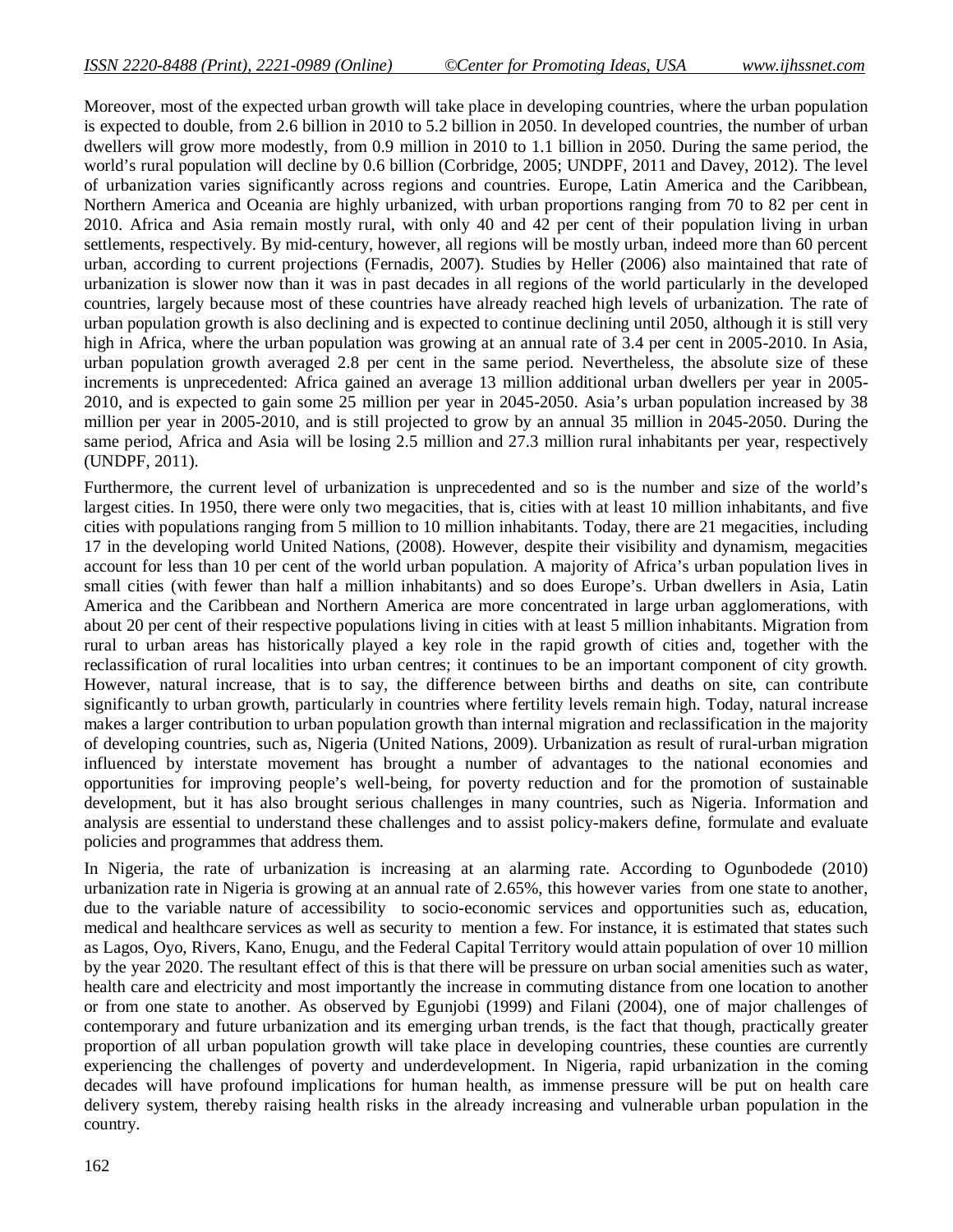Moreover, most of the expected urban growth will take place in developing countries, where the urban population is expected to double, from 2.6 billion in 2010 to 5.2 billion in 2050. In developed countries, the number of urban dwellers will grow more modestly, from 0.9 million in 2010 to 1.1 billion in 2050. During the same period, the world's rural population will decline by 0.6 billion (Corbridge, 2005; UNDPF, 2011 and Davey, 2012). The level of urbanization varies significantly across regions and countries. Europe, Latin America and the Caribbean, Northern America and Oceania are highly urbanized, with urban proportions ranging from 70 to 82 per cent in 2010. Africa and Asia remain mostly rural, with only 40 and 42 per cent of their population living in urban settlements, respectively. By mid-century, however, all regions will be mostly urban, indeed more than 60 percent urban, according to current projections (Fernadis, 2007). Studies by Heller (2006) also maintained that rate of urbanization is slower now than it was in past decades in all regions of the world particularly in the developed countries, largely because most of these countries have already reached high levels of urbanization. The rate of urban population growth is also declining and is expected to continue declining until 2050, although it is still very high in Africa, where the urban population was growing at an annual rate of 3.4 per cent in 2005-2010. In Asia, urban population growth averaged 2.8 per cent in the same period. Nevertheless, the absolute size of these increments is unprecedented: Africa gained an average 13 million additional urban dwellers per year in 2005-2010, and is expected to gain some 25 million per year in 2045-2050. Asia's urban population increased by 38 million per year in 2005-2010, and is still projected to grow by an annual 35 million in 2045-2050. During the same period, Africa and Asia will be losing 2.5 million and 27.3 million rural inhabitants per year, respectively (UNDPF, 2011).

Furthermore, the current level of urbanization is unprecedented and so is the number and size of the world's largest cities. In 1950, there were only two megacities, that is, cities with at least 10 million inhabitants, and five cities with populations ranging from 5 million to 10 million inhabitants. Today, there are 21 megacities, including 17 in the developing world United Nations, (2008). However, despite their visibility and dynamism, megacities account for less than 10 per cent of the world urban population. A majority of Africa's urban population lives in small cities (with fewer than half a million inhabitants) and so does Europe's. Urban dwellers in Asia, Latin America and the Caribbean and Northern America are more concentrated in large urban agglomerations, with about 20 per cent of their respective populations living in cities with at least 5 million inhabitants. Migration from rural to urban areas has historically played a key role in the rapid growth of cities and, together with the reclassification of rural localities into urban centres; it continues to be an important component of city growth. However, natural increase, that is to say, the difference between births and deaths on site, can contribute significantly to urban growth, particularly in countries where fertility levels remain high. Today, natural increase makes a larger contribution to urban population growth than internal migration and reclassification in the majority of developing countries, such as, Nigeria (United Nations, 2009). Urbanization as result of rural-urban migration influenced by interstate movement has brought a number of advantages to the national economies and opportunities for improving people's well-being, for poverty reduction and for the promotion of sustainable development, but it has also brought serious challenges in many countries, such as Nigeria. Information and analysis are essential to understand these challenges and to assist policy-makers define, formulate and evaluate policies and programmes that address them.

In Nigeria, the rate of urbanization is increasing at an alarming rate. According to Ogunbodede (2010) urbanization rate in Nigeria is growing at an annual rate of 2.65%, this however varies from one state to another, due to the variable nature of accessibility to socio-economic services and opportunities such as, education, medical and healthcare services as well as security to mention a few. For instance, it is estimated that states such as Lagos, Oyo, Rivers, Kano, Enugu, and the Federal Capital Territory would attain population of over 10 million by the year 2020. The resultant effect of this is that there will be pressure on urban social amenities such as water, health care and electricity and most importantly the increase in commuting distance from one location to another or from one state to another. As observed by Egunjobi (1999) and Filani (2004), one of major challenges of contemporary and future urbanization and its emerging urban trends, is the fact that though, practically greater proportion of all urban population growth will take place in developing countries, these counties are currently experiencing the challenges of poverty and underdevelopment. In Nigeria, rapid urbanization in the coming decades will have profound implications for human health, as immense pressure will be put on health care delivery system, thereby raising health risks in the already increasing and vulnerable urban population in the country.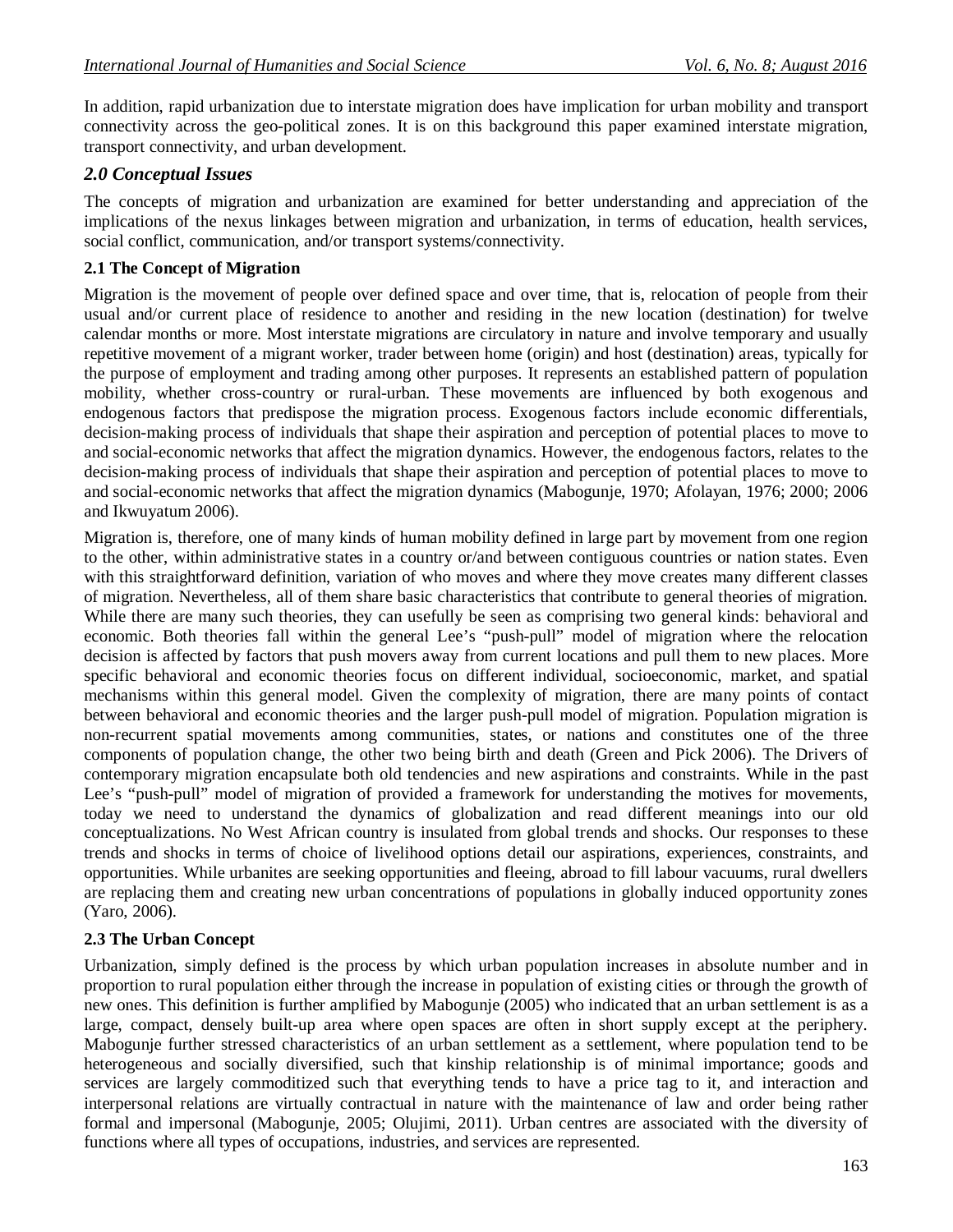In addition, rapid urbanization due to interstate migration does have implication for urban mobility and transport connectivity across the geo-political zones. It is on this background this paper examined interstate migration, transport connectivity, and urban development.

## *2.0 Conceptual Issues*

The concepts of migration and urbanization are examined for better understanding and appreciation of the implications of the nexus linkages between migration and urbanization, in terms of education, health services, social conflict, communication, and/or transport systems/connectivity.

### 2.1 The Concept of Migration

Migration is the movement of people over defined space and over time, that is, relocation of people from their usual and/or current place of residence to another and residing in the new location (destination) for twelve calendar months or more. Most interstate migrations are circulatory in nature and involve temporary and usually repetitive movement of a migrant worker, trader between home (origin) and host (destination) areas, typically for the purpose of employment and trading among other purposes. It represents an established pattern of population mobility, whether cross-country or rural-urban. These movements are influenced by both exogenous and endogenous factors that predispose the migration process. Exogenous factors include economic differentials, decision-making process of individuals that shape their aspiration and perception of potential places to move to and social-economic networks that affect the migration dynamics. However, the endogenous factors, relates to the decision-making process of individuals that shape their aspiration and perception of potential places to move to and social-economic networks that affect the migration dynamics (Mabogunje, 1970; Afolayan, 1976; 2000; 2006 and Ikwuyatum 2006).

Migration is, therefore, one of many kinds of human mobility defined in large part by movement from one region to the other, within administrative states in a country or/and between contiguous countries or nation states. Even with this straightforward definition, variation of who moves and where they move creates many different classes of migration. Nevertheless, all of them share basic characteristics that contribute to general theories of migration. While there are many such theories, they can usefully be seen as comprising two general kinds: behavioral and economic. Both theories fall within the general Lee's "push-pull" model of migration where the relocation decision is affected by factors that push movers away from current locations and pull them to new places. More specific behavioral and economic theories focus on different individual, socioeconomic, market, and spatial mechanisms within this general model. Given the complexity of migration, there are many points of contact between behavioral and economic theories and the larger push-pull model of migration. Population migration is non-recurrent spatial movements among communities, states, or nations and constitutes one of the three components of population change, the other two being birth and death (Green and Pick 2006). The Drivers of contemporary migration encapsulate both old tendencies and new aspirations and constraints. While in the past Lee's "push-pull" model of migration of provided a framework for understanding the motives for movements, today we need to understand the dynamics of globalization and read different meanings into our old conceptualizations. No West African country is insulated from global trends and shocks. Our responses to these trends and shocks in terms of choice of livelihood options detail our aspirations, experiences, constraints, and opportunities. While urbanites are seeking opportunities and fleeing, abroad to fill labour vacuums, rural dwellers are replacing them and creating new urban concentrations of populations in globally induced opportunity zones (Yaro, 2006).

### 2.3 The Urban Concept

Urbanization, simply defined is the process by which urban population increases in absolute number and in proportion to rural population either through the increase in population of existing cities or through the growth of new ones. This definition is further amplified by Mabogunje (2005) who indicated that an urban settlement is as a large, compact, densely built-up area where open spaces are often in short supply except at the periphery. Mabogunje further stressed characteristics of an urban settlement as a settlement, where population tend to be heterogeneous and socially diversified, such that kinship relationship is of minimal importance; goods and services are largely commoditized such that everything tends to have a price tag to it, and interaction and interpersonal relations are virtually contractual in nature with the maintenance of law and order being rather formal and impersonal (Mabogunje, 2005; Olujimi, 2011). Urban centres are associated with the diversity of functions where all types of occupations, industries, and services are represented.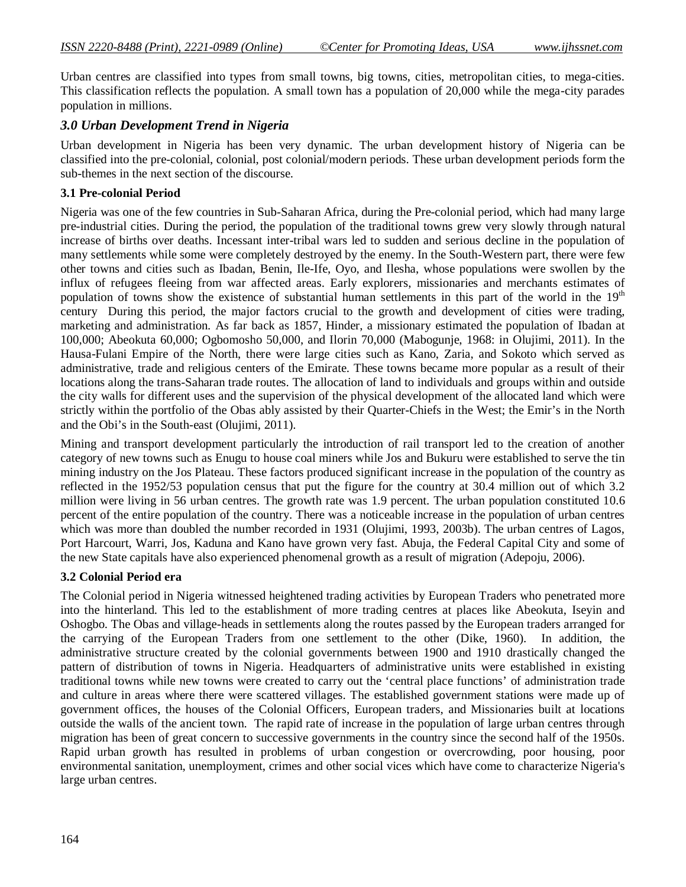Urban centres are classified into types from small towns, big towns, cities, metropolitan cities, to mega-cities. This classification reflects the population. A small town has a population of 20,000 while the mega-city parades population in millions.

## *3.0 Urban Development Trend in Nigeria*

Urban development in Nigeria has been very dynamic. The urban development history of Nigeria can be classified into the pre-colonial, colonial, post colonial/modern periods. These urban development periods form the sub-themes in the next section of the discourse.

### 3.1 Pre-colonial Period

Nigeria was one of the few countries in Sub-Saharan Africa, during the Pre-colonial period, which had many large pre-industrial cities. During the period, the population of the traditional towns grew very slowly through natural increase of births over deaths. Incessant inter-tribal wars led to sudden and serious decline in the population of many settlements while some were completely destroyed by the enemy. In the South-Western part, there were few other towns and cities such as Ibadan, Benin, Ile-Ife, Oyo, and Ilesha, whose populations were swollen by the influx of refugees fleeing from war affected areas. Early explorers, missionaries and merchants estimates of population of towns show the existence of substantial human settlements in this part of the world in the 19th century During this period, the major factors crucial to the growth and development of cities were trading, marketing and administration. As far back as 1857, Hinder, a missionary estimated the population of Ibadan at 100,000; Abeokuta 60,000; Ogbomosho 50,000, and Ilorin 70,000 (Mabogunje, 1968: in Olujimi, 2011). In the Hausa-Fulani Empire of the North, there were large cities such as Kano, Zaria, and Sokoto which served as administrative, trade and religious centers of the Emirate. These towns became more popular as a result of their locations along the trans-Saharan trade routes. The allocation of land to individuals and groups within and outside the city walls for different uses and the supervision of the physical development of the allocated land which were strictly within the portfolio of the Obas ably assisted by their Quarter-Chiefs in the West; the Emir's in the North and the Obi's in the South-east (Olujimi, 2011).

Mining and transport development particularly the introduction of rail transport led to the creation of another category of new towns such as Enugu to house coal miners while Jos and Bukuru were established to serve the tin mining industry on the Jos Plateau. These factors produced significant increase in the population of the country as reflected in the 1952/53 population census that put the figure for the country at 30.4 million out of which 3.2 million were living in 56 urban centres. The growth rate was 1.9 percent. The urban population constituted 10.6 percent of the entire population of the country. There was a noticeable increase in the population of urban centres which was more than doubled the number recorded in 1931 (Olujimi, 1993, 2003b). The urban centres of Lagos, Port Harcourt, Warri, Jos, Kaduna and Kano have grown very fast. Abuja, the Federal Capital City and some of the new State capitals have also experienced phenomenal growth as a result of migration (Adepoju, 2006).

### 3.2 Colonial Period era

The Colonial period in Nigeria witnessed heightened trading activities by European Traders who penetrated more into the hinterland. This led to the establishment of more trading centres at places like Abeokuta, Iseyin and Oshogbo. The Obas and village-heads in settlements along the routes passed by the European traders arranged for the carrying of the European Traders from one settlement to the other (Dike, 1960). In addition, the administrative structure created by the colonial governments between 1900 and 1910 drastically changed the pattern of distribution of towns in Nigeria. Headquarters of administrative units were established in existing traditional towns while new towns were created to carry out the 'central place functions' of administration trade and culture in areas where there were scattered villages. The established government stations were made up of government offices, the houses of the Colonial Officers, European traders, and Missionaries built at locations outside the walls of the ancient town. The rapid rate of increase in the population of large urban centres through migration has been of great concern to successive governments in the country since the second half of the 1950s. Rapid urban growth has resulted in problems of urban congestion or overcrowding, poor housing, poor environmental sanitation, unemployment, crimes and other social vices which have come to characterize Nigeria's large urban centres.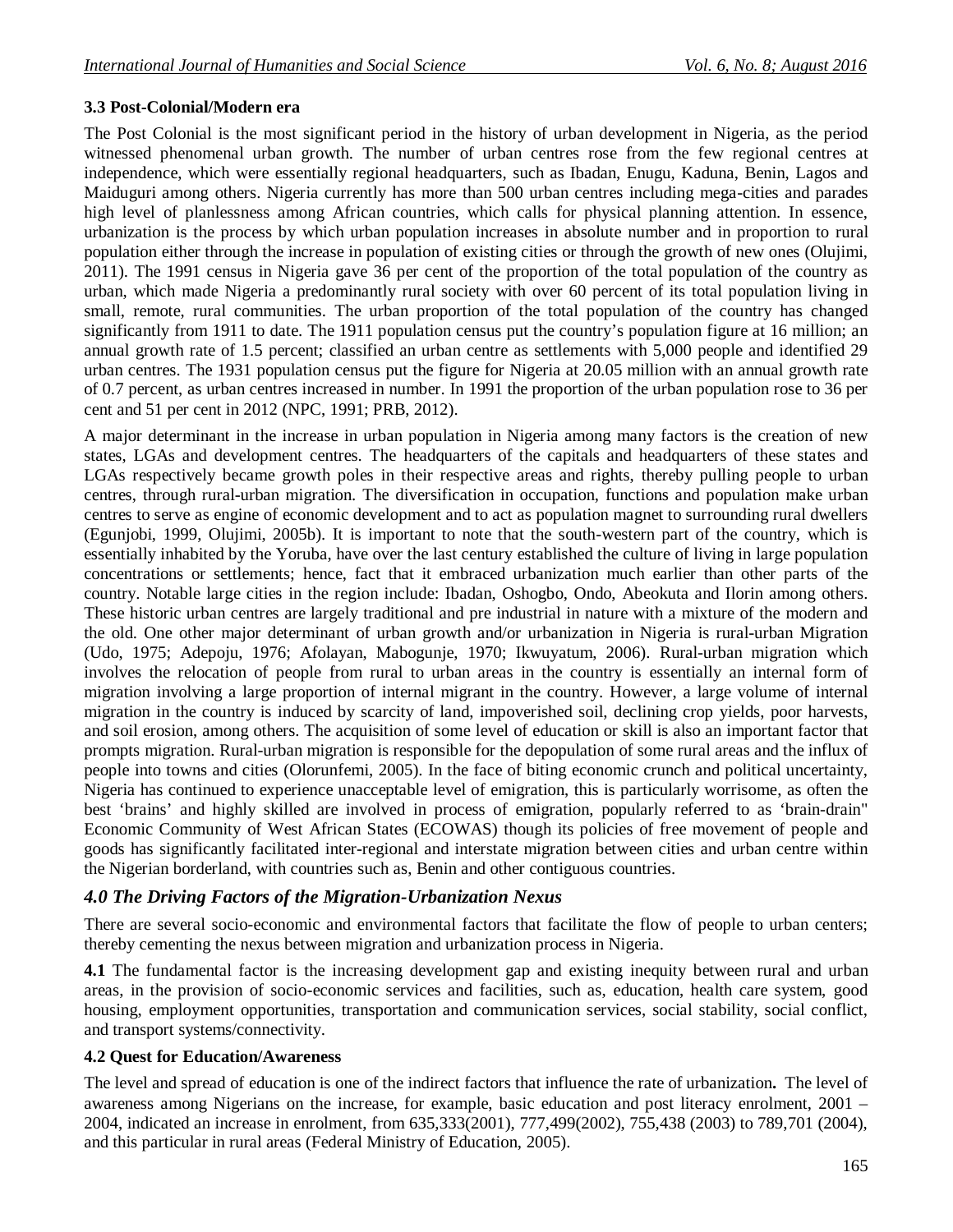### 3.3 Post-Colonial/Modern era

The Post Colonial is the most significant period in the history of urban development in Nigeria, as the period witnessed phenomenal urban growth. The number of urban centres rose from the few regional centres at independence, which were essentially regional headquarters, such as Ibadan, Enugu, Kaduna, Benin, Lagos and Maiduguri among others. Nigeria currently has more than 500 urban centres including mega-cities and parades high level of planlessness among African countries, which calls for physical planning attention. In essence, urbanization is the process by which urban population increases in absolute number and in proportion to rural population either through the increase in population of existing cities or through the growth of new ones (Olujimi, 2011). The 1991 census in Nigeria gave 36 per cent of the proportion of the total population of the country as urban, which made Nigeria a predominantly rural society with over 60 percent of its total population living in small, remote, rural communities. The urban proportion of the total population of the country has changed significantly from 1911 to date. The 1911 population census put the country's population figure at 16 million; an annual growth rate of 1.5 percent; classified an urban centre as settlements with 5,000 people and identified 29 urban centres. The 1931 population census put the figure for Nigeria at 20.05 million with an annual growth rate of 0.7 percent, as urban centres increased in number. In 1991 the proportion of the urban population rose to 36 per cent and 51 per cent in 2012 (NPC, 1991; PRB, 2012).

A major determinant in the increase in urban population in Nigeria among many factors is the creation of new states, LGAs and development centres. The headquarters of the capitals and headquarters of these states and LGAs respectively became growth poles in their respective areas and rights, thereby pulling people to urban centres, through rural-urban migration. The diversification in occupation, functions and population make urban centres to serve as engine of economic development and to act as population magnet to surrounding rural dwellers (Egunjobi, 1999, Olujimi, 2005b). It is important to note that the south-western part of the country, which is essentially inhabited by the Yoruba, have over the last century established the culture of living in large population concentrations or settlements; hence, fact that it embraced urbanization much earlier than other parts of the country. Notable large cities in the region include: Ibadan, Oshogbo, Ondo, Abeokuta and Ilorin among others. These historic urban centres are largely traditional and pre industrial in nature with a mixture of the modern and the old. One other major determinant of urban growth and/or urbanization in Nigeria is rural-urban Migration (Udo, 1975; Adepoju, 1976; Afolayan, Mabogunje, 1970; Ikwuyatum, 2006). Rural-urban migration which involves the relocation of people from rural to urban areas in the country is essentially an internal form of migration involving a large proportion of internal migrant in the country. However, a large volume of internal migration in the country is induced by scarcity of land, impoverished soil, declining crop yields, poor harvests, and soil erosion, among others. The acquisition of some level of education or skill is also an important factor that prompts migration. Rural-urban migration is responsible for the depopulation of some rural areas and the influx of people into towns and cities (Olorunfemi, 2005). In the face of biting economic crunch and political uncertainty, Nigeria has continued to experience unacceptable level of emigration, this is particularly worrisome, as often the best 'brains' and highly skilled are involved in process of emigration, popularly referred to as 'brain-drain" Economic Community of West African States (ECOWAS) though its policies of free movement of people and goods has significantly facilitated inter-regional and interstate migration between cities and urban centre within the Nigerian borderland, with countries such as, Benin and other contiguous countries.

## *4.0 The Driving Factors of the Migration-Urbanization Nexus*

There are several socio-economic and environmental factors that facilitate the flow of people to urban centers; thereby cementing the nexus between migration and urbanization process in Nigeria.

**4.1** The fundamental factor is the increasing development gap and existing inequity between rural and urban areas, in the provision of socio-economic services and facilities, such as, education, health care system, good housing, employment opportunities, transportation and communication services, social stability, social conflict, and transport systems/connectivity.

### 4.2 Quest for Education/Awareness

The level and spread of education is one of the indirect factors that influence the rate of urbanization**.** The level of awareness among Nigerians on the increase, for example, basic education and post literacy enrolment, 2001 – 2004, indicated an increase in enrolment, from 635,333(2001), 777,499(2002), 755,438 (2003) to 789,701 (2004), and this particular in rural areas (Federal Ministry of Education, 2005).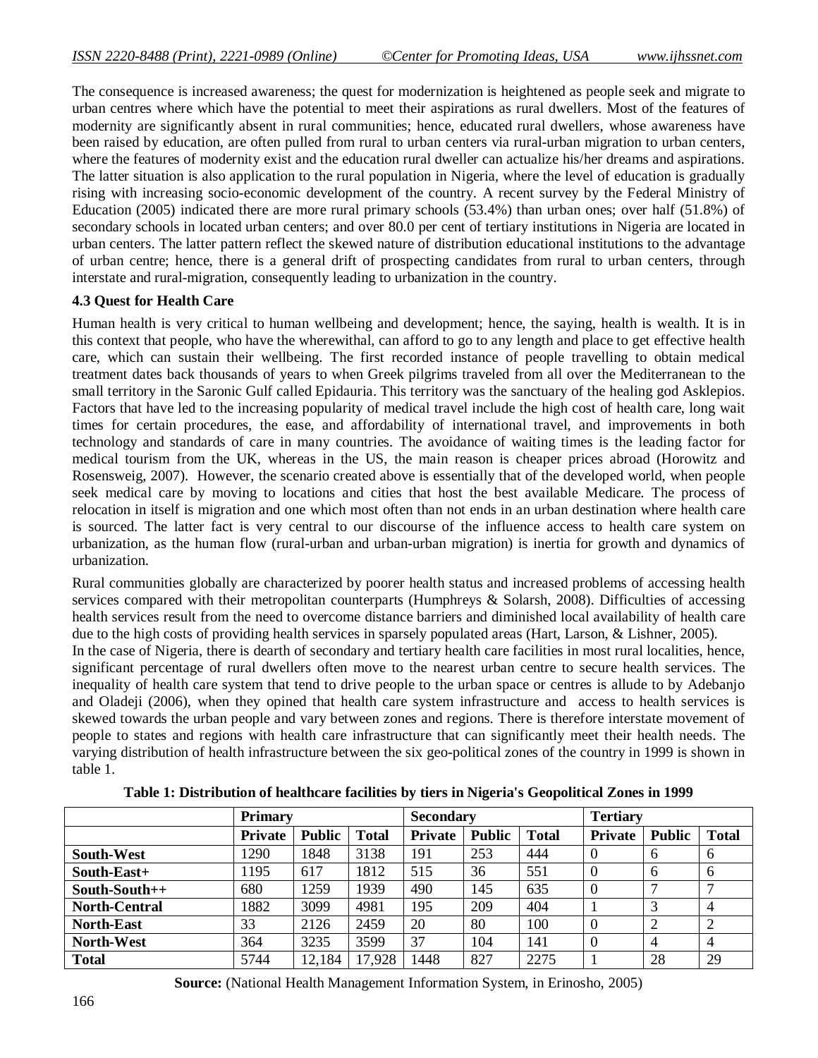The consequence is increased awareness; the quest for modernization is heightened as people seek and migrate to urban centres where which have the potential to meet their aspirations as rural dwellers. Most of the features of modernity are significantly absent in rural communities; hence, educated rural dwellers, whose awareness have been raised by education, are often pulled from rural to urban centers via rural-urban migration to urban centers, where the features of modernity exist and the education rural dweller can actualize his/her dreams and aspirations. The latter situation is also application to the rural population in Nigeria, where the level of education is gradually rising with increasing socio-economic development of the country. A recent survey by the Federal Ministry of Education (2005) indicated there are more rural primary schools (53.4%) than urban ones; over half (51.8%) of secondary schools in located urban centers; and over 80.0 per cent of tertiary institutions in Nigeria are located in urban centers. The latter pattern reflect the skewed nature of distribution educational institutions to the advantage of urban centre; hence, there is a general drift of prospecting candidates from rural to urban centers, through interstate and rural-migration, consequently leading to urbanization in the country.

### 4.3 Quest for Health Care

Human health is very critical to human wellbeing and development; hence, the saying, health is wealth. It is in this context that people, who have the wherewithal, can afford to go to any length and place to get effective health care, which can sustain their wellbeing. The first recorded instance of people travelling to obtain medical treatment dates back thousands of years to when Greek pilgrims traveled from all over the Mediterranean to the small territory in the Saronic Gulf called Epidauria. This territory was the sanctuary of the healing god Asklepios. Factors that have led to the increasing popularity of medical travel include the high cost of health care, long wait times for certain procedures, the ease, and affordability of international travel, and improvements in both technology and standards of care in many countries. The avoidance of waiting times is the leading factor for medical tourism from the UK, whereas in the US, the main reason is cheaper prices abroad (Horowitz and Rosensweig, 2007). However, the scenario created above is essentially that of the developed world, when people seek medical care by moving to locations and cities that host the best available Medicare. The process of relocation in itself is migration and one which most often than not ends in an urban destination where health care is sourced. The latter fact is very central to our discourse of the influence access to health care system on urbanization, as the human flow (rural-urban and urban-urban migration) is inertia for growth and dynamics of urbanization.

Rural communities globally are characterized by poorer health status and increased problems of accessing health services compared with their metropolitan counterparts (Humphreys & Solarsh, 2008). Difficulties of accessing health services result from the need to overcome distance barriers and diminished local availability of health care due to the high costs of providing health services in sparsely populated areas (Hart, Larson, & Lishner, 2005).

In the case of Nigeria, there is dearth of secondary and tertiary health care facilities in most rural localities, hence, significant percentage of rural dwellers often move to the nearest urban centre to secure health services. The inequality of health care system that tend to drive people to the urban space or centres is allude to by Adebanjo and Oladeji (2006), when they opined that health care system infrastructure and access to health services is skewed towards the urban people and vary between zones and regions. There is therefore interstate movement of people to states and regions with health care infrastructure that can significantly meet their health needs. The varying distribution of health infrastructure between the six geo-political zones of the country in 1999 is shown in table 1.

**Table 1: Distribution of healthcare facilities by tiers in Nigeria's Geopolitical Zones in 1999**

| | Primary | | | Secondary | | | Tertiary | | |
|---|---|---|---|---|---|---|---|---|---|
| | Private | Public | Total | Private | Public | Total | Private | Public | Total |
| South-West | 1290 | 1848 | 3138 | 191 | 253 | 444 | 0 | 6 | 6 |
| South-East+ | 1195 | 617 | 1812 | 515 | 36 | 551 | 0 | 6 | 6 |
| South-South++ | 680 | 1259 | 1939 | 490 | 145 | 635 | 0 | 7 | 7 |
| North-Central | 1882 | 3099 | 4981 | 195 | 209 | 404 | 1 | 3 | 4 |
| North-East | 33 | 2126 | 2459 | 20 | 80 | 100 | 0 | 2 | 2 |
| North-West | 364 | 3235 | 3599 | 37 | 104 | 141 | 0 | 4 | 4 |
| Total | 5744 | 12,184 | 17,928 | 1448 | 827 | 2275 | 1 | 28 | 29 |

**Source:** (National Health Management Information System, in Erinosho, 2005)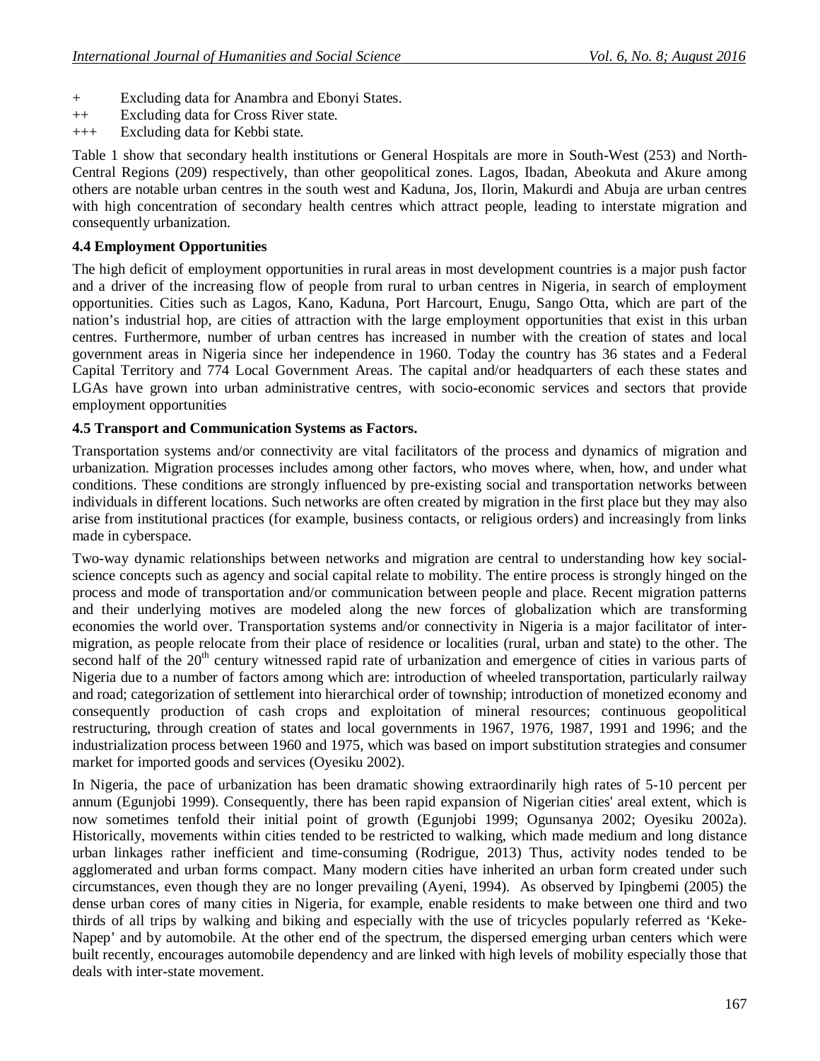+ Excluding data for Anambra and Ebonyi States.

++ Excluding data for Cross River state.

+++ Excluding data for Kebbi state.

Table 1 show that secondary health institutions or General Hospitals are more in South-West (253) and North-Central Regions (209) respectively, than other geopolitical zones. Lagos, Ibadan, Abeokuta and Akure among others are notable urban centres in the south west and Kaduna, Jos, Ilorin, Makurdi and Abuja are urban centres with high concentration of secondary health centres which attract people, leading to interstate migration and consequently urbanization.

### 4.4 Employment Opportunities

The high deficit of employment opportunities in rural areas in most development countries is a major push factor and a driver of the increasing flow of people from rural to urban centres in Nigeria, in search of employment opportunities. Cities such as Lagos, Kano, Kaduna, Port Harcourt, Enugu, Sango Otta, which are part of the nation's industrial hop, are cities of attraction with the large employment opportunities that exist in this urban centres. Furthermore, number of urban centres has increased in number with the creation of states and local government areas in Nigeria since her independence in 1960. Today the country has 36 states and a Federal Capital Territory and 774 Local Government Areas. The capital and/or headquarters of each these states and LGAs have grown into urban administrative centres, with socio-economic services and sectors that provide employment opportunities

### 4.5 Transport and Communication Systems as Factors.

Transportation systems and/or connectivity are vital facilitators of the process and dynamics of migration and urbanization. Migration processes includes among other factors, who moves where, when, how, and under what conditions. These conditions are strongly influenced by pre-existing social and transportation networks between individuals in different locations. Such networks are often created by migration in the first place but they may also arise from institutional practices (for example, business contacts, or religious orders) and increasingly from links made in cyberspace.

Two-way dynamic relationships between networks and migration are central to understanding how key social-science concepts such as agency and social capital relate to mobility. The entire process is strongly hinged on the process and mode of transportation and/or communication between people and place. Recent migration patterns and their underlying motives are modeled along the new forces of globalization which are transforming economies the world over. Transportation systems and/or connectivity in Nigeria is a major facilitator of inter-migration, as people relocate from their place of residence or localities (rural, urban and state) to the other. The second half of the 20th century witnessed rapid rate of urbanization and emergence of cities in various parts of Nigeria due to a number of factors among which are: introduction of wheeled transportation, particularly railway and road; categorization of settlement into hierarchical order of township; introduction of monetized economy and consequently production of cash crops and exploitation of mineral resources; continuous geopolitical restructuring, through creation of states and local governments in 1967, 1976, 1987, 1991 and 1996; and the industrialization process between 1960 and 1975, which was based on import substitution strategies and consumer market for imported goods and services (Oyesiku 2002).

In Nigeria, the pace of urbanization has been dramatic showing extraordinarily high rates of 5-10 percent per annum (Egunjobi 1999). Consequently, there has been rapid expansion of Nigerian cities' areal extent, which is now sometimes tenfold their initial point of growth (Egunjobi 1999; Ogunsanya 2002; Oyesiku 2002a). Historically, movements within cities tended to be restricted to walking, which made medium and long distance urban linkages rather inefficient and time-consuming (Rodrigue, 2013) Thus, activity nodes tended to be agglomerated and urban forms compact. Many modern cities have inherited an urban form created under such circumstances, even though they are no longer prevailing (Ayeni, 1994). As observed by Ipingbemi (2005) the dense urban cores of many cities in Nigeria, for example, enable residents to make between one third and two thirds of all trips by walking and biking and especially with the use of tricycles popularly referred as 'Keke-Napep' and by automobile. At the other end of the spectrum, the dispersed emerging urban centers which were built recently, encourages automobile dependency and are linked with high levels of mobility especially those that deals with inter-state movement.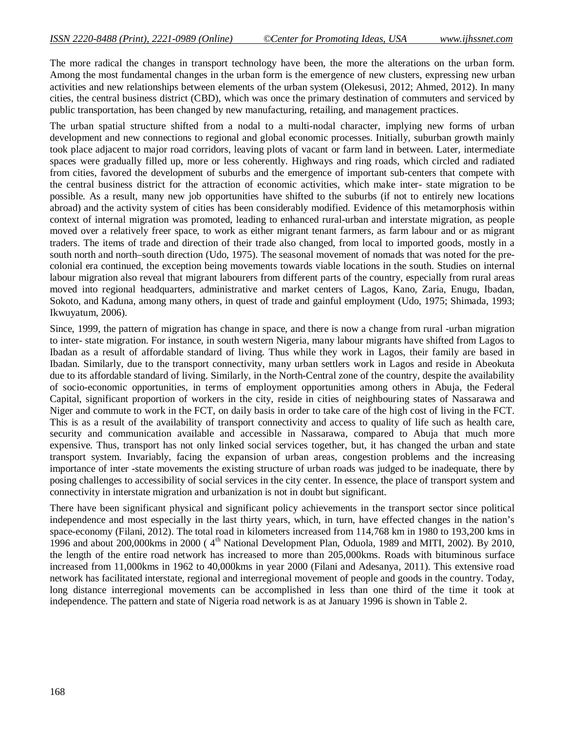The more radical the changes in transport technology have been, the more the alterations on the urban form. Among the most fundamental changes in the urban form is the emergence of new clusters, expressing new urban activities and new relationships between elements of the urban system (Olekesusi, 2012; Ahmed, 2012). In many cities, the central business district (CBD), which was once the primary destination of commuters and serviced by public transportation, has been changed by new manufacturing, retailing, and management practices.

The urban spatial structure shifted from a nodal to a multi-nodal character, implying new forms of urban development and new connections to regional and global economic processes. Initially, suburban growth mainly took place adjacent to major road corridors, leaving plots of vacant or farm land in between. Later, intermediate spaces were gradually filled up, more or less coherently. Highways and ring roads, which circled and radiated from cities, favored the development of suburbs and the emergence of important sub-centers that compete with the central business district for the attraction of economic activities, which make inter- state migration to be possible. As a result, many new job opportunities have shifted to the suburbs (if not to entirely new locations abroad) and the activity system of cities has been considerably modified. Evidence of this metamorphosis within context of internal migration was promoted, leading to enhanced rural-urban and interstate migration, as people moved over a relatively freer space, to work as either migrant tenant farmers, as farm labour and or as migrant traders. The items of trade and direction of their trade also changed, from local to imported goods, mostly in a south north and north–south direction (Udo, 1975). The seasonal movement of nomads that was noted for the pre-colonial era continued, the exception being movements towards viable locations in the south. Studies on internal labour migration also reveal that migrant labourers from different parts of the country, especially from rural areas moved into regional headquarters, administrative and market centers of Lagos, Kano, Zaria, Enugu, Ibadan, Sokoto, and Kaduna, among many others, in quest of trade and gainful employment (Udo, 1975; Shimada, 1993; Ikwuyatum, 2006).

Since, 1999, the pattern of migration has change in space, and there is now a change from rural -urban migration to inter- state migration. For instance, in south western Nigeria, many labour migrants have shifted from Lagos to Ibadan as a result of affordable standard of living. Thus while they work in Lagos, their family are based in Ibadan. Similarly, due to the transport connectivity, many urban settlers work in Lagos and reside in Abeokuta due to its affordable standard of living. Similarly, in the North-Central zone of the country, despite the availability of socio-economic opportunities, in terms of employment opportunities among others in Abuja, the Federal Capital, significant proportion of workers in the city, reside in cities of neighbouring states of Nassarawa and Niger and commute to work in the FCT, on daily basis in order to take care of the high cost of living in the FCT. This is as a result of the availability of transport connectivity and access to quality of life such as health care, security and communication available and accessible in Nassarawa, compared to Abuja that much more expensive. Thus, transport has not only linked social services together, but, it has changed the urban and state transport system. Invariably, facing the expansion of urban areas, congestion problems and the increasing importance of inter -state movements the existing structure of urban roads was judged to be inadequate, there by posing challenges to accessibility of social services in the city center. In essence, the place of transport system and connectivity in interstate migration and urbanization is not in doubt but significant.

There have been significant physical and significant policy achievements in the transport sector since political independence and most especially in the last thirty years, which, in turn, have effected changes in the nation's space-economy (Filani, 2012). The total road in kilometers increased from 114,768 km in 1980 to 193,200 kms in 1996 and about 200,000kms in 2000 ( 4th National Development Plan, Oduola, 1989 and MITI, 2002). By 2010, the length of the entire road network has increased to more than 205,000kms. Roads with bituminous surface increased from 11,000kms in 1962 to 40,000kms in year 2000 (Filani and Adesanya, 2011). This extensive road network has facilitated interstate, regional and interregional movement of people and goods in the country. Today, long distance interregional movements can be accomplished in less than one third of the time it took at independence. The pattern and state of Nigeria road network is as at January 1996 is shown in Table 2.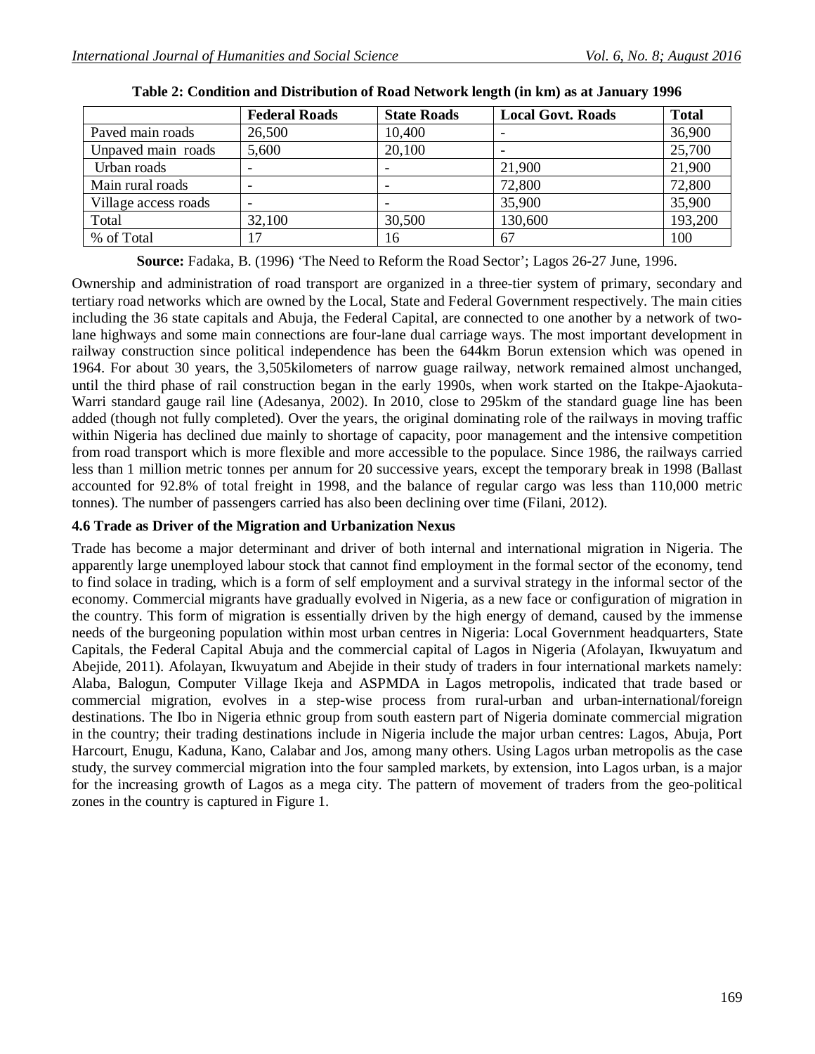**Table 2: Condition and Distribution of Road Network length (in km) as at January 1996**

| | Federal Roads | State Roads | Local Govt. Roads | Total |
|---|---|---|---|---|
| Paved main roads | 26,500 | 10,400 | - | 36,900 |
| Unpaved main roads | 5,600 | 20,100 | - | 25,700 |
| Urban roads | - | - | 21,900 | 21,900 |
| Main rural roads | - | - | 72,800 | 72,800 |
| Village access roads | - | - | 35,900 | 35,900 |
| Total | 32,100 | 30,500 | 130,600 | 193,200 |
| % of Total | 17 | 16 | 67 | 100 |

**Source:** Fadaka, B. (1996) 'The Need to Reform the Road Sector'; Lagos 26-27 June, 1996.

Ownership and administration of road transport are organized in a three-tier system of primary, secondary and tertiary road networks which are owned by the Local, State and Federal Government respectively. The main cities including the 36 state capitals and Abuja, the Federal Capital, are connected to one another by a network of two-lane highways and some main connections are four-lane dual carriage ways. The most important development in railway construction since political independence has been the 644km Borun extension which was opened in 1964. For about 30 years, the 3,505kilometers of narrow guage railway, network remained almost unchanged, until the third phase of rail construction began in the early 1990s, when work started on the Itakpe-Ajaokuta-Warri standard gauge rail line (Adesanya, 2002). In 2010, close to 295km of the standard guage line has been added (though not fully completed). Over the years, the original dominating role of the railways in moving traffic within Nigeria has declined due mainly to shortage of capacity, poor management and the intensive competition from road transport which is more flexible and more accessible to the populace. Since 1986, the railways carried less than 1 million metric tonnes per annum for 20 successive years, except the temporary break in 1998 (Ballast accounted for 92.8% of total freight in 1998, and the balance of regular cargo was less than 110,000 metric tonnes). The number of passengers carried has also been declining over time (Filani, 2012).

### 4.6 Trade as Driver of the Migration and Urbanization Nexus

Trade has become a major determinant and driver of both internal and international migration in Nigeria. The apparently large unemployed labour stock that cannot find employment in the formal sector of the economy, tend to find solace in trading, which is a form of self employment and a survival strategy in the informal sector of the economy. Commercial migrants have gradually evolved in Nigeria, as a new face or configuration of migration in the country. This form of migration is essentially driven by the high energy of demand, caused by the immense needs of the burgeoning population within most urban centres in Nigeria: Local Government headquarters, State Capitals, the Federal Capital Abuja and the commercial capital of Lagos in Nigeria (Afolayan, Ikwuyatum and Abejide, 2011). Afolayan, Ikwuyatum and Abejide in their study of traders in four international markets namely: Alaba, Balogun, Computer Village Ikeja and ASPMDA in Lagos metropolis, indicated that trade based or commercial migration, evolves in a step-wise process from rural-urban and urban-international/foreign destinations. The Ibo in Nigeria ethnic group from south eastern part of Nigeria dominate commercial migration in the country; their trading destinations include in Nigeria include the major urban centres: Lagos, Abuja, Port Harcourt, Enugu, Kaduna, Kano, Calabar and Jos, among many others. Using Lagos urban metropolis as the case study, the survey commercial migration into the four sampled markets, by extension, into Lagos urban, is a major for the increasing growth of Lagos as a mega city. The pattern of movement of traders from the geo-political zones in the country is captured in Figure 1.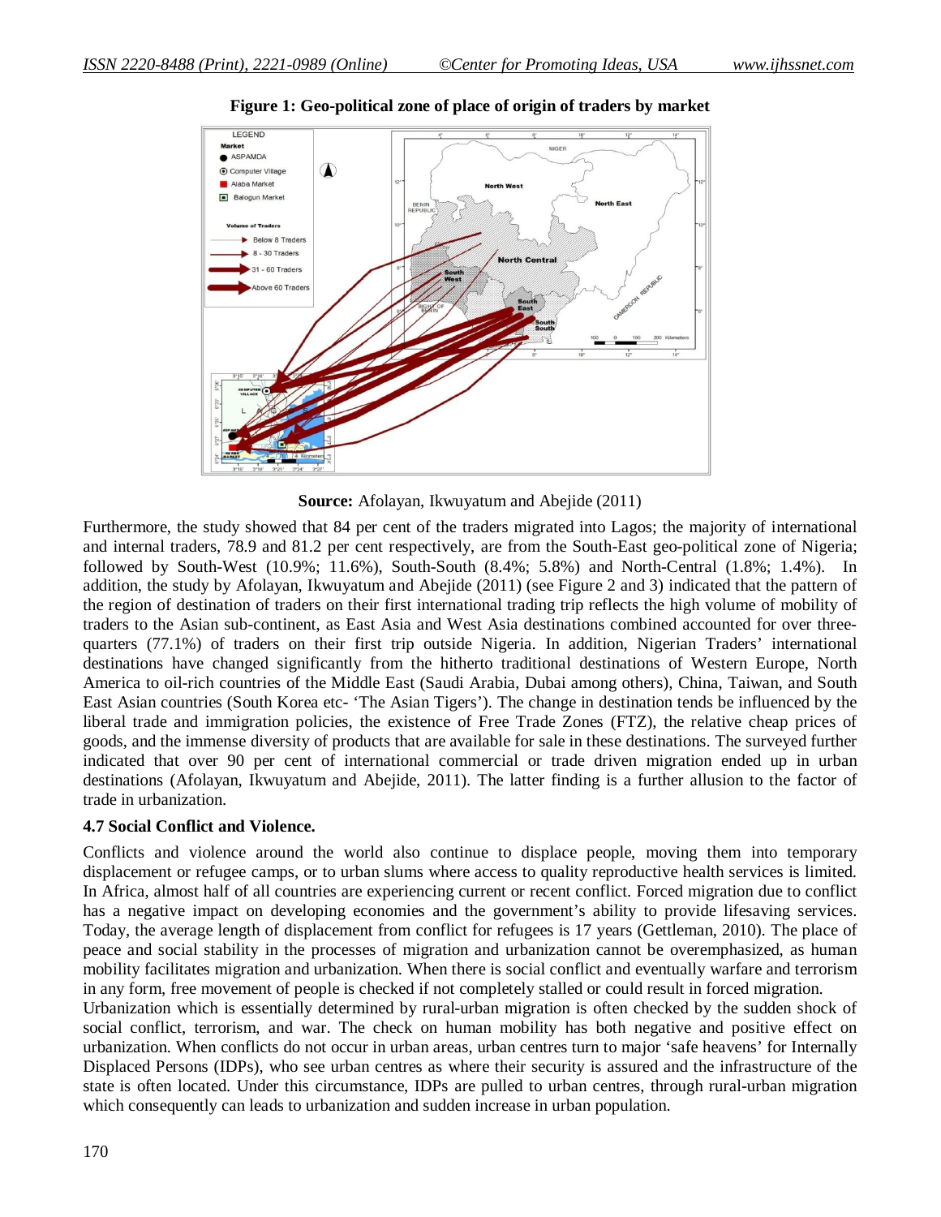**Figure 1: Geo-political zone of place of origin of traders by market**

**Source:** Afolayan, Ikwuyatum and Abejide (2011)

Furthermore, the study showed that 84 per cent of the traders migrated into Lagos; the majority of international and internal traders, 78.9 and 81.2 per cent respectively, are from the South-East geo-political zone of Nigeria; followed by South-West (10.9%; 11.6%), South-South (8.4%; 5.8%) and North-Central (1.8%; 1.4%). In addition, the study by Afolayan, Ikwuyatum and Abejide (2011) (see Figure 2 and 3) indicated that the pattern of the region of destination of traders on their first international trading trip reflects the high volume of mobility of traders to the Asian sub-continent, as East Asia and West Asia destinations combined accounted for over three-quarters (77.1%) of traders on their first trip outside Nigeria. In addition, Nigerian Traders' international destinations have changed significantly from the hitherto traditional destinations of Western Europe, North America to oil-rich countries of the Middle East (Saudi Arabia, Dubai among others), China, Taiwan, and South East Asian countries (South Korea etc- 'The Asian Tigers'). The change in destination tends be influenced by the liberal trade and immigration policies, the existence of Free Trade Zones (FTZ), the relative cheap prices of goods, and the immense diversity of products that are available for sale in these destinations. The surveyed further indicated that over 90 per cent of international commercial or trade driven migration ended up in urban destinations (Afolayan, Ikwuyatum and Abejide, 2011). The latter finding is a further allusion to the factor of trade in urbanization.

### 4.7 Social Conflict and Violence.

Conflicts and violence around the world also continue to displace people, moving them into temporary displacement or refugee camps, or to urban slums where access to quality reproductive health services is limited. In Africa, almost half of all countries are experiencing current or recent conflict. Forced migration due to conflict has a negative impact on developing economies and the government's ability to provide lifesaving services. Today, the average length of displacement from conflict for refugees is 17 years (Gettleman, 2010). The place of peace and social stability in the processes of migration and urbanization cannot be overemphasized, as human mobility facilitates migration and urbanization. When there is social conflict and eventually warfare and terrorism in any form, free movement of people is checked if not completely stalled or could result in forced migration.

Urbanization which is essentially determined by rural-urban migration is often checked by the sudden shock of social conflict, terrorism, and war. The check on human mobility has both negative and positive effect on urbanization. When conflicts do not occur in urban areas, urban centres turn to major 'safe heavens' for Internally Displaced Persons (IDPs), who see urban centres as where their security is assured and the infrastructure of the state is often located. Under this circumstance, IDPs are pulled to urban centres, through rural-urban migration which consequently can leads to urbanization and sudden increase in urban population.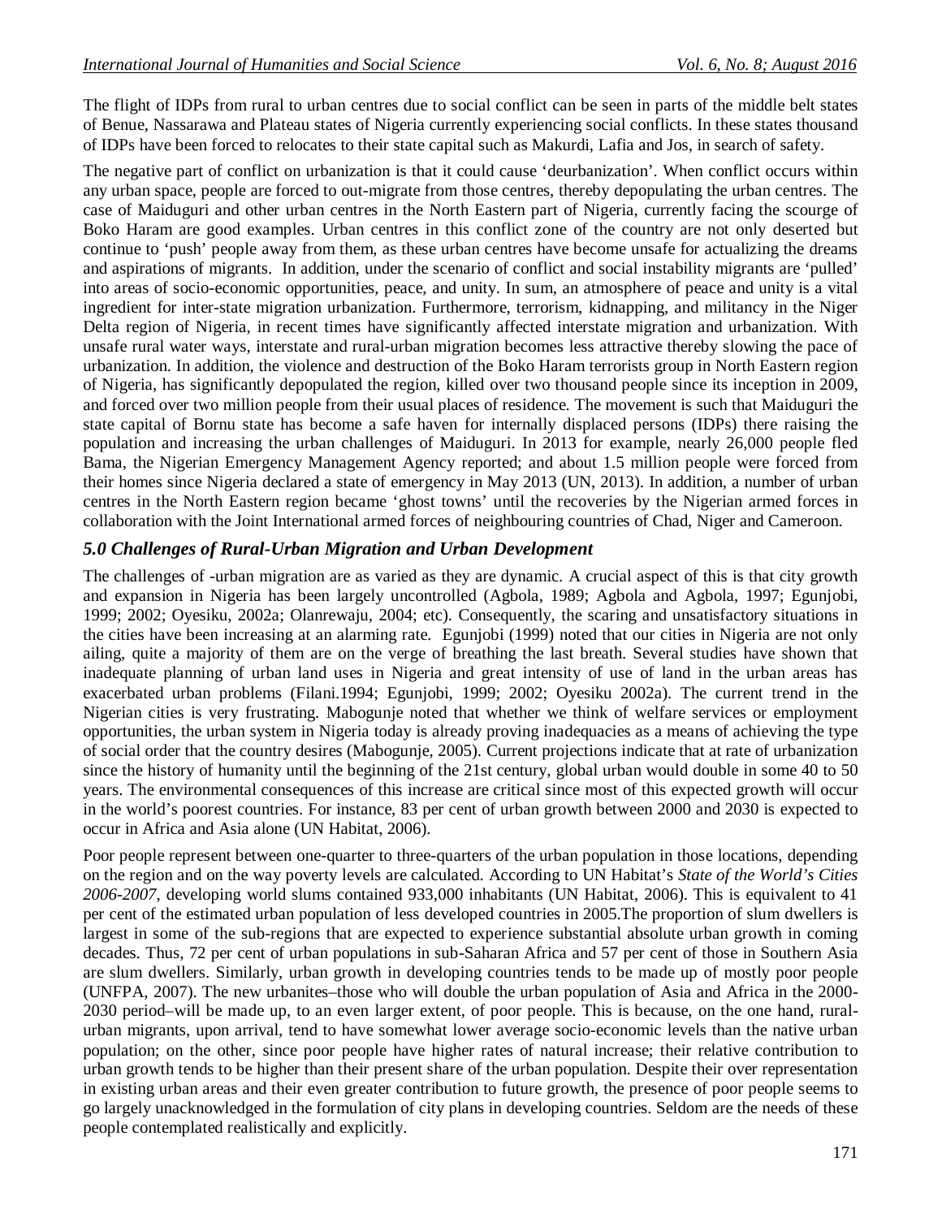The flight of IDPs from rural to urban centres due to social conflict can be seen in parts of the middle belt states of Benue, Nassarawa and Plateau states of Nigeria currently experiencing social conflicts. In these states thousand of IDPs have been forced to relocates to their state capital such as Makurdi, Lafia and Jos, in search of safety.

The negative part of conflict on urbanization is that it could cause 'deurbanization'. When conflict occurs within any urban space, people are forced to out-migrate from those centres, thereby depopulating the urban centres. The case of Maiduguri and other urban centres in the North Eastern part of Nigeria, currently facing the scourge of Boko Haram are good examples. Urban centres in this conflict zone of the country are not only deserted but continue to 'push' people away from them, as these urban centres have become unsafe for actualizing the dreams and aspirations of migrants. In addition, under the scenario of conflict and social instability migrants are 'pulled' into areas of socio-economic opportunities, peace, and unity. In sum, an atmosphere of peace and unity is a vital ingredient for inter-state migration urbanization. Furthermore, terrorism, kidnapping, and militancy in the Niger Delta region of Nigeria, in recent times have significantly affected interstate migration and urbanization. With unsafe rural water ways, interstate and rural-urban migration becomes less attractive thereby slowing the pace of urbanization. In addition, the violence and destruction of the Boko Haram terrorists group in North Eastern region of Nigeria, has significantly depopulated the region, killed over two thousand people since its inception in 2009, and forced over two million people from their usual places of residence. The movement is such that Maiduguri the state capital of Bornu state has become a safe haven for internally displaced persons (IDPs) there raising the population and increasing the urban challenges of Maiduguri. In 2013 for example, nearly 26,000 people fled Bama, the Nigerian Emergency Management Agency reported; and about 1.5 million people were forced from their homes since Nigeria declared a state of emergency in May 2013 (UN, 2013). In addition, a number of urban centres in the North Eastern region became 'ghost towns' until the recoveries by the Nigerian armed forces in collaboration with the Joint International armed forces of neighbouring countries of Chad, Niger and Cameroon.

## *5.0 Challenges of Rural-Urban Migration and Urban Development*

The challenges of -urban migration are as varied as they are dynamic. A crucial aspect of this is that city growth and expansion in Nigeria has been largely uncontrolled (Agbola, 1989; Agbola and Agbola, 1997; Egunjobi, 1999; 2002; Oyesiku, 2002a; Olanrewaju, 2004; etc). Consequently, the scaring and unsatisfactory situations in the cities have been increasing at an alarming rate. Egunjobi (1999) noted that our cities in Nigeria are not only ailing, quite a majority of them are on the verge of breathing the last breath. Several studies have shown that inadequate planning of urban land uses in Nigeria and great intensity of use of land in the urban areas has exacerbated urban problems (Filani.1994; Egunjobi, 1999; 2002; Oyesiku 2002a). The current trend in the Nigerian cities is very frustrating. Mabogunje noted that whether we think of welfare services or employment opportunities, the urban system in Nigeria today is already proving inadequacies as a means of achieving the type of social order that the country desires (Mabogunje, 2005). Current projections indicate that at rate of urbanization since the history of humanity until the beginning of the 21st century, global urban would double in some 40 to 50 years. The environmental consequences of this increase are critical since most of this expected growth will occur in the world's poorest countries. For instance, 83 per cent of urban growth between 2000 and 2030 is expected to occur in Africa and Asia alone (UN Habitat, 2006).

Poor people represent between one-quarter to three-quarters of the urban population in those locations, depending on the region and on the way poverty levels are calculated. According to UN Habitat's *State of the World's Cities 2006-2007*, developing world slums contained 933,000 inhabitants (UN Habitat, 2006). This is equivalent to 41 per cent of the estimated urban population of less developed countries in 2005.The proportion of slum dwellers is largest in some of the sub-regions that are expected to experience substantial absolute urban growth in coming decades. Thus, 72 per cent of urban populations in sub-Saharan Africa and 57 per cent of those in Southern Asia are slum dwellers. Similarly, urban growth in developing countries tends to be made up of mostly poor people (UNFPA, 2007). The new urbanites–those who will double the urban population of Asia and Africa in the 2000-2030 period–will be made up, to an even larger extent, of poor people. This is because, on the one hand, rural-urban migrants, upon arrival, tend to have somewhat lower average socio-economic levels than the native urban population; on the other, since poor people have higher rates of natural increase; their relative contribution to urban growth tends to be higher than their present share of the urban population. Despite their over representation in existing urban areas and their even greater contribution to future growth, the presence of poor people seems to go largely unacknowledged in the formulation of city plans in developing countries. Seldom are the needs of these people contemplated realistically and explicitly.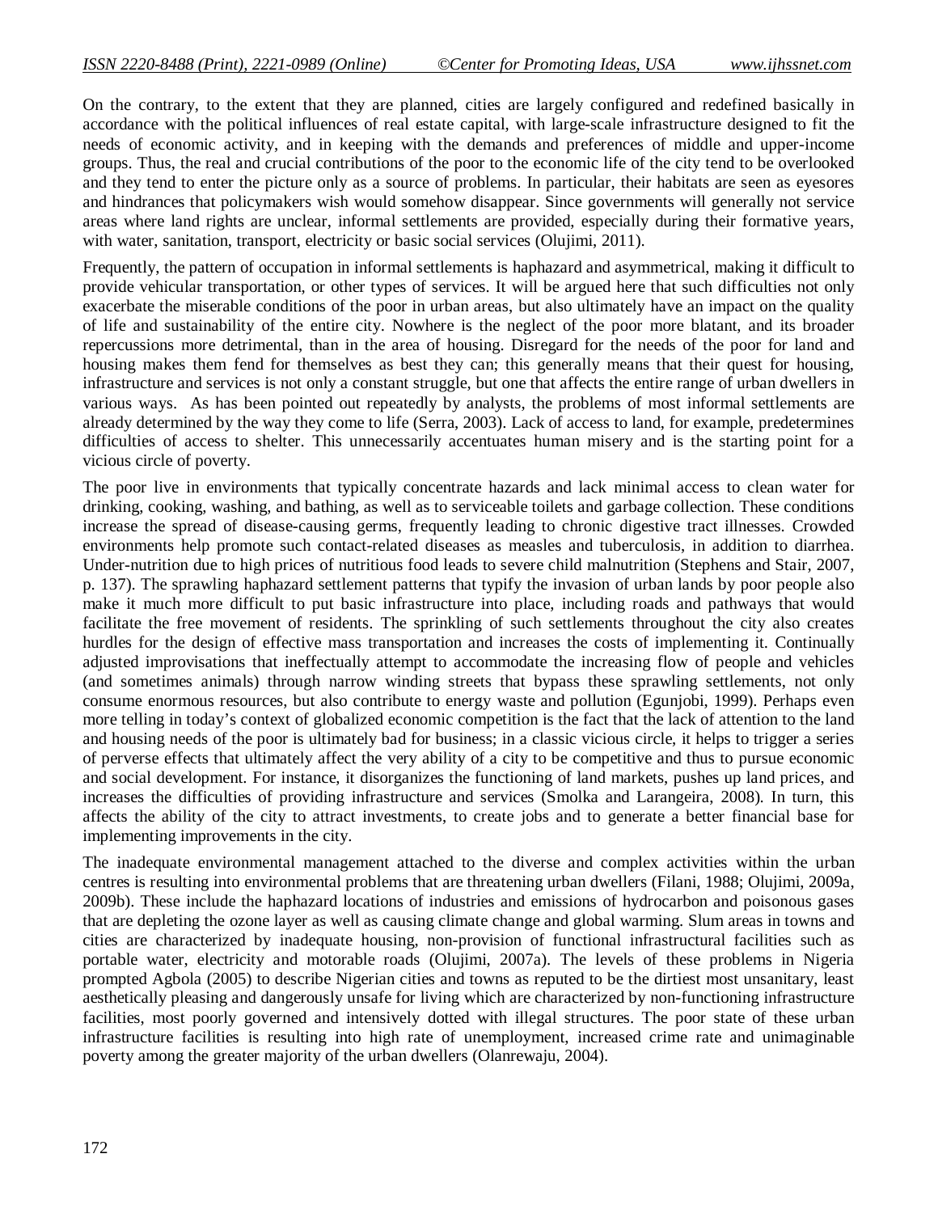On the contrary, to the extent that they are planned, cities are largely configured and redefined basically in accordance with the political influences of real estate capital, with large-scale infrastructure designed to fit the needs of economic activity, and in keeping with the demands and preferences of middle and upper-income groups. Thus, the real and crucial contributions of the poor to the economic life of the city tend to be overlooked and they tend to enter the picture only as a source of problems. In particular, their habitats are seen as eyesores and hindrances that policymakers wish would somehow disappear. Since governments will generally not service areas where land rights are unclear, informal settlements are provided, especially during their formative years, with water, sanitation, transport, electricity or basic social services (Olujimi, 2011).

Frequently, the pattern of occupation in informal settlements is haphazard and asymmetrical, making it difficult to provide vehicular transportation, or other types of services. It will be argued here that such difficulties not only exacerbate the miserable conditions of the poor in urban areas, but also ultimately have an impact on the quality of life and sustainability of the entire city. Nowhere is the neglect of the poor more blatant, and its broader repercussions more detrimental, than in the area of housing. Disregard for the needs of the poor for land and housing makes them fend for themselves as best they can; this generally means that their quest for housing, infrastructure and services is not only a constant struggle, but one that affects the entire range of urban dwellers in various ways. As has been pointed out repeatedly by analysts, the problems of most informal settlements are already determined by the way they come to life (Serra, 2003). Lack of access to land, for example, predetermines difficulties of access to shelter. This unnecessarily accentuates human misery and is the starting point for a vicious circle of poverty.

The poor live in environments that typically concentrate hazards and lack minimal access to clean water for drinking, cooking, washing, and bathing, as well as to serviceable toilets and garbage collection. These conditions increase the spread of disease-causing germs, frequently leading to chronic digestive tract illnesses. Crowded environments help promote such contact-related diseases as measles and tuberculosis, in addition to diarrhea. Under-nutrition due to high prices of nutritious food leads to severe child malnutrition (Stephens and Stair, 2007, p. 137). The sprawling haphazard settlement patterns that typify the invasion of urban lands by poor people also make it much more difficult to put basic infrastructure into place, including roads and pathways that would facilitate the free movement of residents. The sprinkling of such settlements throughout the city also creates hurdles for the design of effective mass transportation and increases the costs of implementing it. Continually adjusted improvisations that ineffectually attempt to accommodate the increasing flow of people and vehicles (and sometimes animals) through narrow winding streets that bypass these sprawling settlements, not only consume enormous resources, but also contribute to energy waste and pollution (Egunjobi, 1999). Perhaps even more telling in today's context of globalized economic competition is the fact that the lack of attention to the land and housing needs of the poor is ultimately bad for business; in a classic vicious circle, it helps to trigger a series of perverse effects that ultimately affect the very ability of a city to be competitive and thus to pursue economic and social development. For instance, it disorganizes the functioning of land markets, pushes up land prices, and increases the difficulties of providing infrastructure and services (Smolka and Larangeira, 2008). In turn, this affects the ability of the city to attract investments, to create jobs and to generate a better financial base for implementing improvements in the city.

The inadequate environmental management attached to the diverse and complex activities within the urban centres is resulting into environmental problems that are threatening urban dwellers (Filani, 1988; Olujimi, 2009a, 2009b). These include the haphazard locations of industries and emissions of hydrocarbon and poisonous gases that are depleting the ozone layer as well as causing climate change and global warming. Slum areas in towns and cities are characterized by inadequate housing, non-provision of functional infrastructural facilities such as portable water, electricity and motorable roads (Olujimi, 2007a). The levels of these problems in Nigeria prompted Agbola (2005) to describe Nigerian cities and towns as reputed to be the dirtiest most unsanitary, least aesthetically pleasing and dangerously unsafe for living which are characterized by non-functioning infrastructure facilities, most poorly governed and intensively dotted with illegal structures. The poor state of these urban infrastructure facilities is resulting into high rate of unemployment, increased crime rate and unimaginable poverty among the greater majority of the urban dwellers (Olanrewaju, 2004).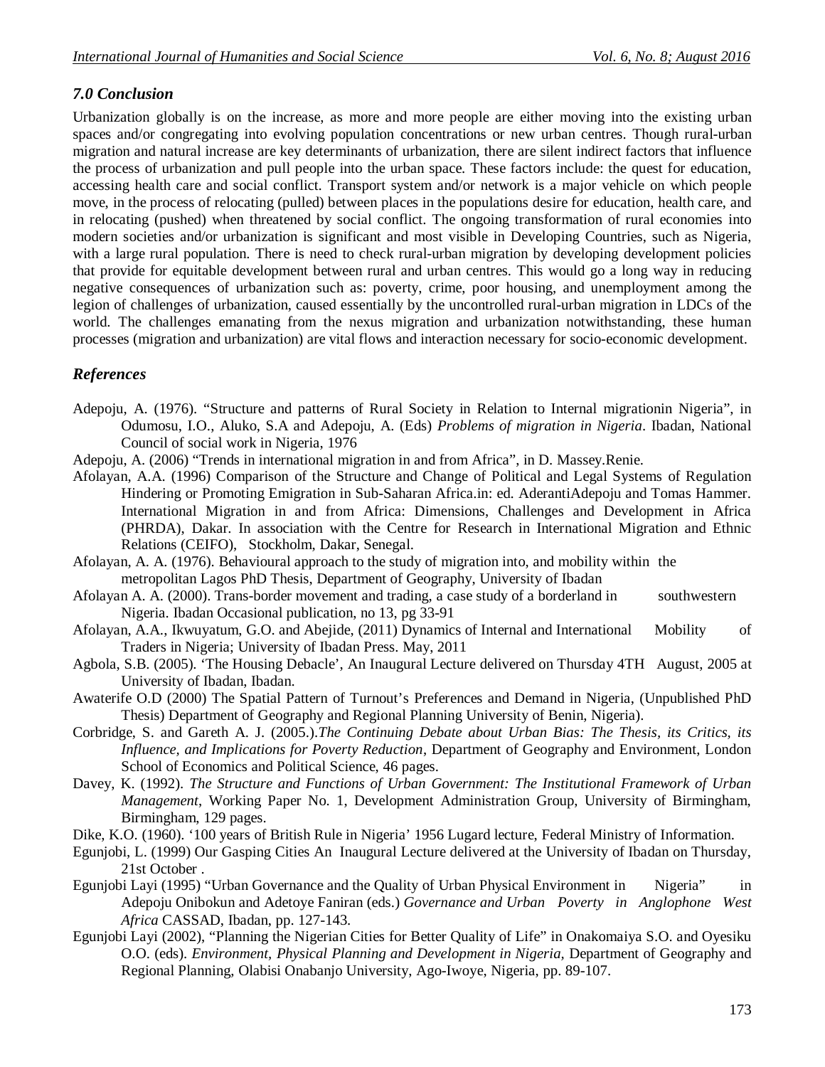### *7.0 Conclusion*

Urbanization globally is on the increase, as more and more people are either moving into the existing urban spaces and/or congregating into evolving population concentrations or new urban centres. Though rural-urban migration and natural increase are key determinants of urbanization, there are silent indirect factors that influence the process of urbanization and pull people into the urban space. These factors include: the quest for education, accessing health care and social conflict. Transport system and/or network is a major vehicle on which people move, in the process of relocating (pulled) between places in the populations desire for education, health care, and in relocating (pushed) when threatened by social conflict. The ongoing transformation of rural economies into modern societies and/or urbanization is significant and most visible in Developing Countries, such as Nigeria, with a large rural population. There is need to check rural-urban migration by developing development policies that provide for equitable development between rural and urban centres. This would go a long way in reducing negative consequences of urbanization such as: poverty, crime, poor housing, and unemployment among the legion of challenges of urbanization, caused essentially by the uncontrolled rural-urban migration in LDCs of the world. The challenges emanating from the nexus migration and urbanization notwithstanding, these human processes (migration and urbanization) are vital flows and interaction necessary for socio-economic development.

### *References*

Adepoju, A. (1976). "Structure and patterns of Rural Society in Relation to Internal migrationin Nigeria", in Odumosu, I.O., Aluko, S.A and Adepoju, A. (Eds) *Problems of migration in Nigeria*. Ibadan, National Council of social work in Nigeria, 1976

Adepoju, A. (2006) "Trends in international migration in and from Africa", in D. Massey.Renie.

Afolayan, A.A. (1996) Comparison of the Structure and Change of Political and Legal Systems of Regulation Hindering or Promoting Emigration in Sub-Saharan Africa.in: ed. AderantiAdepoju and Tomas Hammer. International Migration in and from Africa: Dimensions, Challenges and Development in Africa (PHRDA), Dakar. In association with the Centre for Research in International Migration and Ethnic Relations (CEIFO), Stockholm, Dakar, Senegal.

Afolayan, A. A. (1976). Behavioural approach to the study of migration into, and mobility within the metropolitan Lagos PhD Thesis, Department of Geography, University of Ibadan

Afolayan A. A. (2000). Trans-border movement and trading, a case study of a borderland in southwestern Nigeria. Ibadan Occasional publication, no 13, pg 33-91

Afolayan, A.A., Ikwuyatum, G.O. and Abejide, (2011) Dynamics of Internal and International Mobility of Traders in Nigeria; University of Ibadan Press. May, 2011

Agbola, S.B. (2005). 'The Housing Debacle', An Inaugural Lecture delivered on Thursday 4TH August, 2005 at University of Ibadan, Ibadan.

Awaterife O.D (2000) The Spatial Pattern of Turnout's Preferences and Demand in Nigeria, (Unpublished PhD Thesis) Department of Geography and Regional Planning University of Benin, Nigeria).

Corbridge, S. and Gareth A. J. (2005.).*The Continuing Debate about Urban Bias: The Thesis, its Critics, its Influence, and Implications for Poverty Reduction*, Department of Geography and Environment, London School of Economics and Political Science, 46 pages.

Davey, K. (1992). *The Structure and Functions of Urban Government: The Institutional Framework of Urban Management*, Working Paper No. 1, Development Administration Group, University of Birmingham, Birmingham, 129 pages.

Dike, K.O. (1960). '100 years of British Rule in Nigeria' 1956 Lugard lecture, Federal Ministry of Information.

Egunjobi, L. (1999) Our Gasping Cities An Inaugural Lecture delivered at the University of Ibadan on Thursday, 21st October .

Egunjobi Layi (1995) "Urban Governance and the Quality of Urban Physical Environment in Nigeria" in Adepoju Onibokun and Adetoye Faniran (eds.) *Governance and Urban Poverty in Anglophone West Africa* CASSAD, Ibadan, pp. 127-143.

Egunjobi Layi (2002), "Planning the Nigerian Cities for Better Quality of Life" in Onakomaiya S.O. and Oyesiku O.O. (eds). *Environment, Physical Planning and Development in Nigeria,* Department of Geography and Regional Planning, Olabisi Onabanjo University, Ago-Iwoye, Nigeria, pp. 89-107.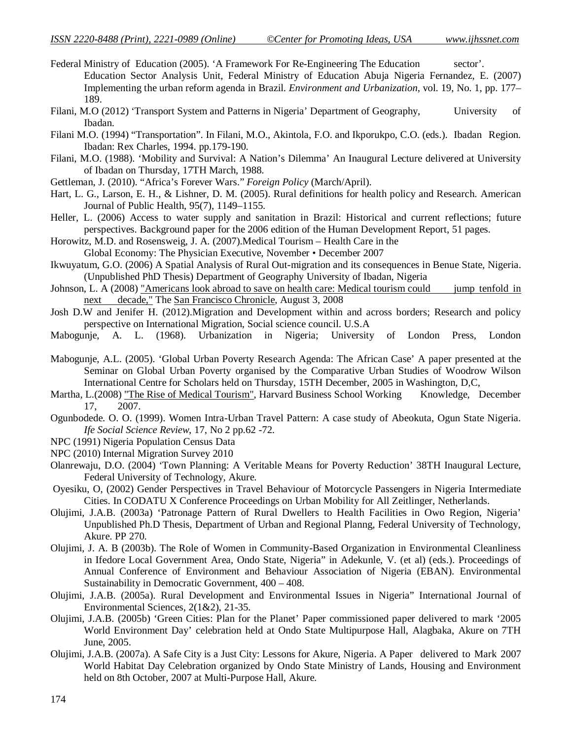Federal Ministry of Education (2005). 'A Framework For Re-Engineering The Education sector'. Education Sector Analysis Unit, Federal Ministry of Education Abuja Nigeria Fernandez, E. (2007) Implementing the urban reform agenda in Brazil. *Environment and Urbanization*, vol. 19, No. 1, pp. 177–189.

Filani, M.O (2012) 'Transport System and Patterns in Nigeria' Department of Geography, University of Ibadan.

Filani M.O. (1994) "Transportation". In Filani, M.O., Akintola, F.O. and Ikporukpo, C.O. (eds.). Ibadan Region. Ibadan: Rex Charles, 1994. pp.179-190.

Filani, M.O. (1988). 'Mobility and Survival: A Nation's Dilemma' An Inaugural Lecture delivered at University of Ibadan on Thursday, 17TH March, 1988.

Gettleman, J. (2010). "Africa's Forever Wars." *Foreign Policy* (March/April).

Hart, L. G., Larson, E. H., & Lishner, D. M. (2005). Rural definitions for health policy and Research. American Journal of Public Health, 95(7), 1149–1155.

Heller, L. (2006) Access to water supply and sanitation in Brazil: Historical and current reflections; future perspectives. Background paper for the 2006 edition of the Human Development Report, 51 pages.

Horowitz, M.D. and Rosensweig, J. A. (2007).Medical Tourism – Health Care in the Global Economy: The Physician Executive, November • December 2007

Ikwuyatum, G.O. (2006) A Spatial Analysis of Rural Out-migration and its consequences in Benue State, Nigeria. (Unpublished PhD Thesis) Department of Geography University of Ibadan, Nigeria

Johnson, L. A (2008) "Americans look abroad to save on health care: Medical tourism could jump tenfold in next decade," The San Francisco Chronicle, August 3, 2008

Josh D.W and Jenifer H. (2012).Migration and Development within and across borders; Research and policy perspective on International Migration, Social science council. U.S.A

Mabogunje, A. L. (1968). Urbanization in Nigeria; University of London Press, London

Mabogunje, A.L. (2005). 'Global Urban Poverty Research Agenda: The African Case' A paper presented at the Seminar on Global Urban Poverty organised by the Comparative Urban Studies of Woodrow Wilson International Centre for Scholars held on Thursday, 15TH December, 2005 in Washington, D,C,

Martha, L.(2008) "The Rise of Medical Tourism", Harvard Business School Working Knowledge, December 17, 2007.

Ogunbodede. O. O. (1999). Women Intra-Urban Travel Pattern: A case study of Abeokuta, Ogun State Nigeria. *Ife Social Science Review*, 17, No 2 pp.62 -72.

NPC (1991) Nigeria Population Census Data

NPC (2010) Internal Migration Survey 2010

Olanrewaju, D.O. (2004) 'Town Planning: A Veritable Means for Poverty Reduction' 38TH Inaugural Lecture, Federal University of Technology, Akure.

Oyesiku, O, (2002) Gender Perspectives in Travel Behaviour of Motorcycle Passengers in Nigeria Intermediate Cities. In CODATU X Conference Proceedings on Urban Mobility for All Zeitlinger, Netherlands.

Olujimi, J.A.B. (2003a) 'Patronage Pattern of Rural Dwellers to Health Facilities in Owo Region, Nigeria' Unpublished Ph.D Thesis, Department of Urban and Regional Planng, Federal University of Technology, Akure. PP 270.

Olujimi, J. A. B (2003b). The Role of Women in Community-Based Organization in Environmental Cleanliness in Ifedore Local Government Area, Ondo State, Nigeria" in Adekunle, V. (et al) (eds.). Proceedings of Annual Conference of Environment and Behaviour Association of Nigeria (EBAN). Environmental Sustainability in Democratic Government, 400 – 408.

Olujimi, J.A.B. (2005a). Rural Development and Environmental Issues in Nigeria" International Journal of Environmental Sciences, 2(1&2), 21-35.

Olujimi, J.A.B. (2005b) 'Green Cities: Plan for the Planet' Paper commissioned paper delivered to mark '2005 World Environment Day' celebration held at Ondo State Multipurpose Hall, Alagbaka, Akure on 7TH June, 2005.

Olujimi, J.A.B. (2007a). A Safe City is a Just City: Lessons for Akure, Nigeria. A Paper delivered to Mark 2007 World Habitat Day Celebration organized by Ondo State Ministry of Lands, Housing and Environment held on 8th October, 2007 at Multi-Purpose Hall, Akure.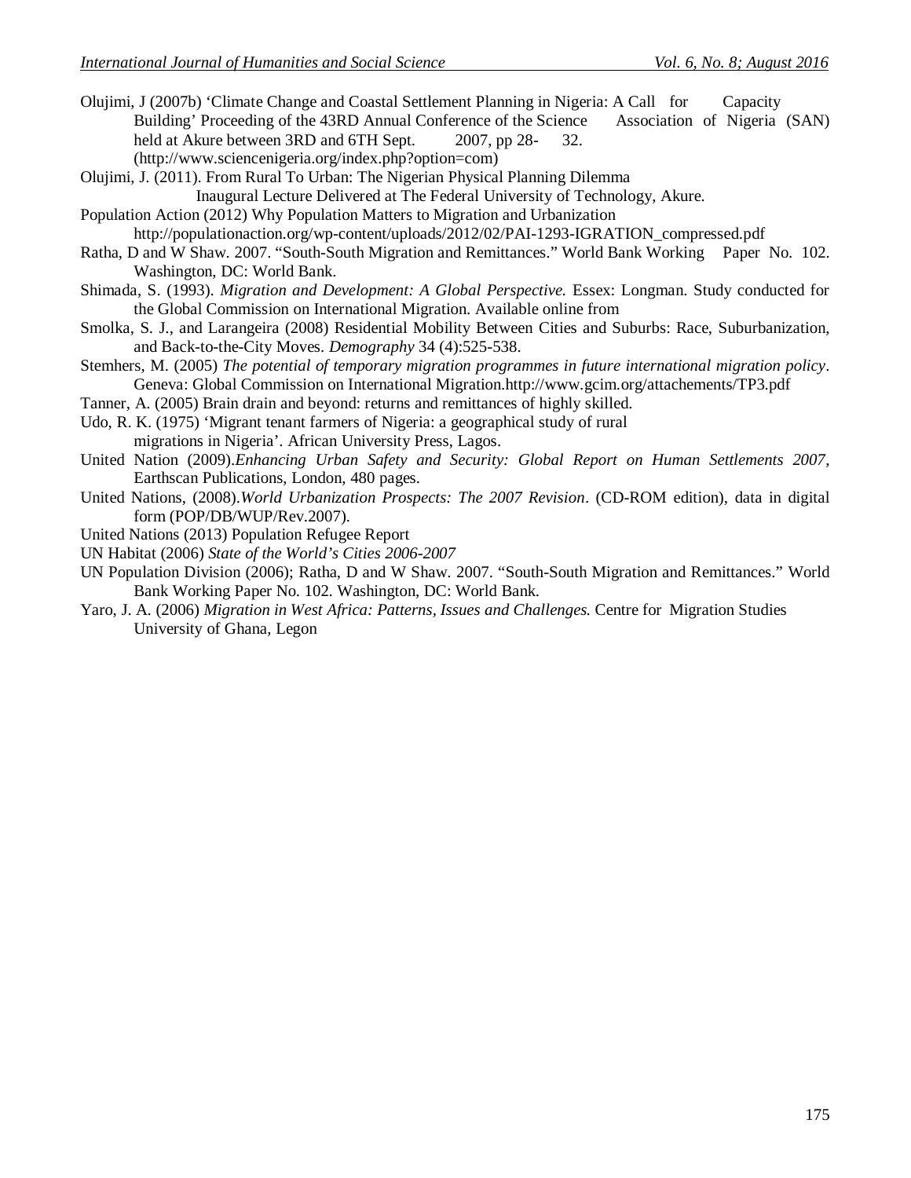Olujimi, J (2007b) 'Climate Change and Coastal Settlement Planning in Nigeria: A Call for Capacity Building' Proceeding of the 43RD Annual Conference of the Science Association of Nigeria (SAN) held at Akure between 3RD and 6TH Sept. 2007, pp 28- 32. (http://www.sciencenigeria.org/index.php?option=com)

Olujimi, J. (2011). From Rural To Urban: The Nigerian Physical Planning Dilemma Inaugural Lecture Delivered at The Federal University of Technology, Akure.

Population Action (2012) Why Population Matters to Migration and Urbanization http://populationaction.org/wp-content/uploads/2012/02/PAI-1293-IGRATION_compressed.pdf

Ratha, D and W Shaw. 2007. "South-South Migration and Remittances." World Bank Working Paper No. 102. Washington, DC: World Bank.

Shimada, S. (1993). *Migration and Development: A Global Perspective.* Essex: Longman. Study conducted for the Global Commission on International Migration. Available online from

Smolka, S. J., and Larangeira (2008) Residential Mobility Between Cities and Suburbs: Race, Suburbanization, and Back-to-the-City Moves. *Demography* 34 (4):525-538.

Stemhers, M. (2005) *The potential of temporary migration programmes in future international migration policy*. Geneva: Global Commission on International Migration.http://www.gcim.org/attachements/TP3.pdf

Tanner, A. (2005) Brain drain and beyond: returns and remittances of highly skilled.

Udo, R. K. (1975) 'Migrant tenant farmers of Nigeria: a geographical study of rural migrations in Nigeria'. African University Press, Lagos.

United Nation (2009).*Enhancing Urban Safety and Security: Global Report on Human Settlements 2007*, Earthscan Publications, London, 480 pages.

United Nations, (2008).*World Urbanization Prospects: The 2007 Revision*. (CD-ROM edition), data in digital form (POP/DB/WUP/Rev.2007).

United Nations (2013) Population Refugee Report

UN Habitat (2006) *State of the World's Cities 2006-2007*

UN Population Division (2006); Ratha, D and W Shaw. 2007. "South-South Migration and Remittances." World Bank Working Paper No. 102. Washington, DC: World Bank.

Yaro, J. A. (2006) *Migration in West Africa: Patterns, Issues and Challenges.* Centre for Migration Studies University of Ghana, Legon